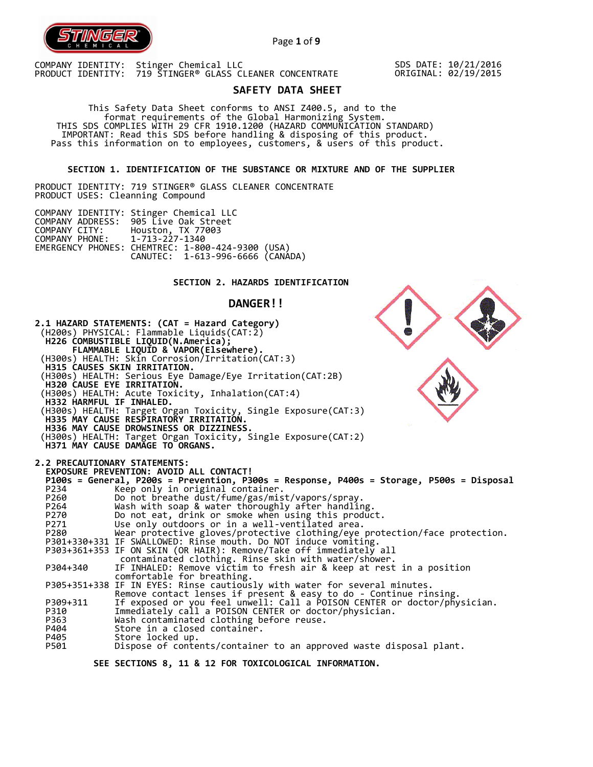COMPANY IDENTITY: Stinger Chemical LLC
PRODUCT IDENTITY: 719 STINGER® GLASS CLEANER CONCENTRATE

SDS DATE: 10/21/2016
ORIGINAL: 02/19/2015

# SAFETY DATA SHEET

This Safety Data Sheet conforms to ANSI Z400.5, and to the format requirements of the Global Harmonizing System.
THIS SDS COMPLIES WITH 29 CFR 1910.1200 (HAZARD COMMUNICATION STANDARD)
IMPORTANT: Read this SDS before handling & disposing of this product.
Pass this information on to employees, customers, & users of this product.

## SECTION 1. IDENTIFICATION OF THE SUBSTANCE OR MIXTURE AND OF THE SUPPLIER

PRODUCT IDENTITY: 719 STINGER® GLASS CLEANER CONCENTRATE
PRODUCT USES: Cleanning Compound

COMPANY IDENTITY: Stinger Chemical LLC
COMPANY ADDRESS: 905 Live Oak Street
COMPANY CITY: Houston, TX 77003
COMPANY PHONE: 1-713-227-1340
EMERGENCY PHONES: CHEMTREC: 1-800-424-9300 (USA)
CANUTEC: 1-613-996-6666 (CANADA)

## SECTION 2. HAZARDS IDENTIFICATION

### DANGER!!

**2.1 HAZARD STATEMENTS: (CAT = Hazard Category)**

(H200s) PHYSICAL: Flammable Liquids(CAT:2)
**H226 COMBUSTIBLE LIQUID(N.America);
FLAMMABLE LIQUID & VAPOR(Elsewhere).**
(H300s) HEALTH: Skin Corrosion/Irritation(CAT:3)
**H315 CAUSES SKIN IRRITATION.**
(H300s) HEALTH: Serious Eye Damage/Eye Irritation(CAT:2B)
**H320 CAUSE EYE IRRITATION.**
(H300s) HEALTH: Acute Toxicity, Inhalation(CAT:4)
**H332 HARMFUL IF INHALED.**
(H300s) HEALTH: Target Organ Toxicity, Single Exposure(CAT:3)
**H335 MAY CAUSE RESPIRATORY IRRITATION.**
**H336 MAY CAUSE DROWSINESS OR DIZZINESS.**
(H300s) HEALTH: Target Organ Toxicity, Single Exposure(CAT:2)
**H371 MAY CAUSE DAMAGE TO ORGANS.**

**2.2 PRECAUTIONARY STATEMENTS:**
**EXPOSURE PREVENTION: AVOID ALL CONTACT!**
**P100s = General, P200s = Prevention, P300s = Response, P400s = Storage, P500s = Disposal**

| Code | Statement |
|---|---|
| P234 | Keep only in original container. |
| P260 | Do not breathe dust/fume/gas/mist/vapors/spray. |
| P264 | Wash with soap & water thoroughly after handling. |
| P270 | Do not eat, drink or smoke when using this product. |
| P271 | Use only outdoors or in a well-ventilated area. |
| P280 | Wear protective gloves/protective clothing/eye protection/face protection. |
| P301+330+331 | IF SWALLOWED: Rinse mouth. Do NOT induce vomiting. |
| P303+361+353 | IF ON SKIN (OR HAIR): Remove/Take off immediately all contaminated clothing. Rinse skin with water/shower. |
| P304+340 | IF INHALED: Remove victim to fresh air & keep at rest in a position comfortable for breathing. |
| P305+351+338 | IF IN EYES: Rinse cautiously with water for several minutes. Remove contact lenses if present & easy to do - Continue rinsing. |
| P309+311 | If exposed or you feel unwell: Call a POISON CENTER or doctor/physician. |
| P310 | Immediately call a POISON CENTER or doctor/physician. |
| P363 | Wash contaminated clothing before reuse. |
| P404 | Store in a closed container. |
| P405 | Store locked up. |
| P501 | Dispose of contents/container to an approved waste disposal plant. |

**SEE SECTIONS 8, 11 & 12 FOR TOXICOLOGICAL INFORMATION.**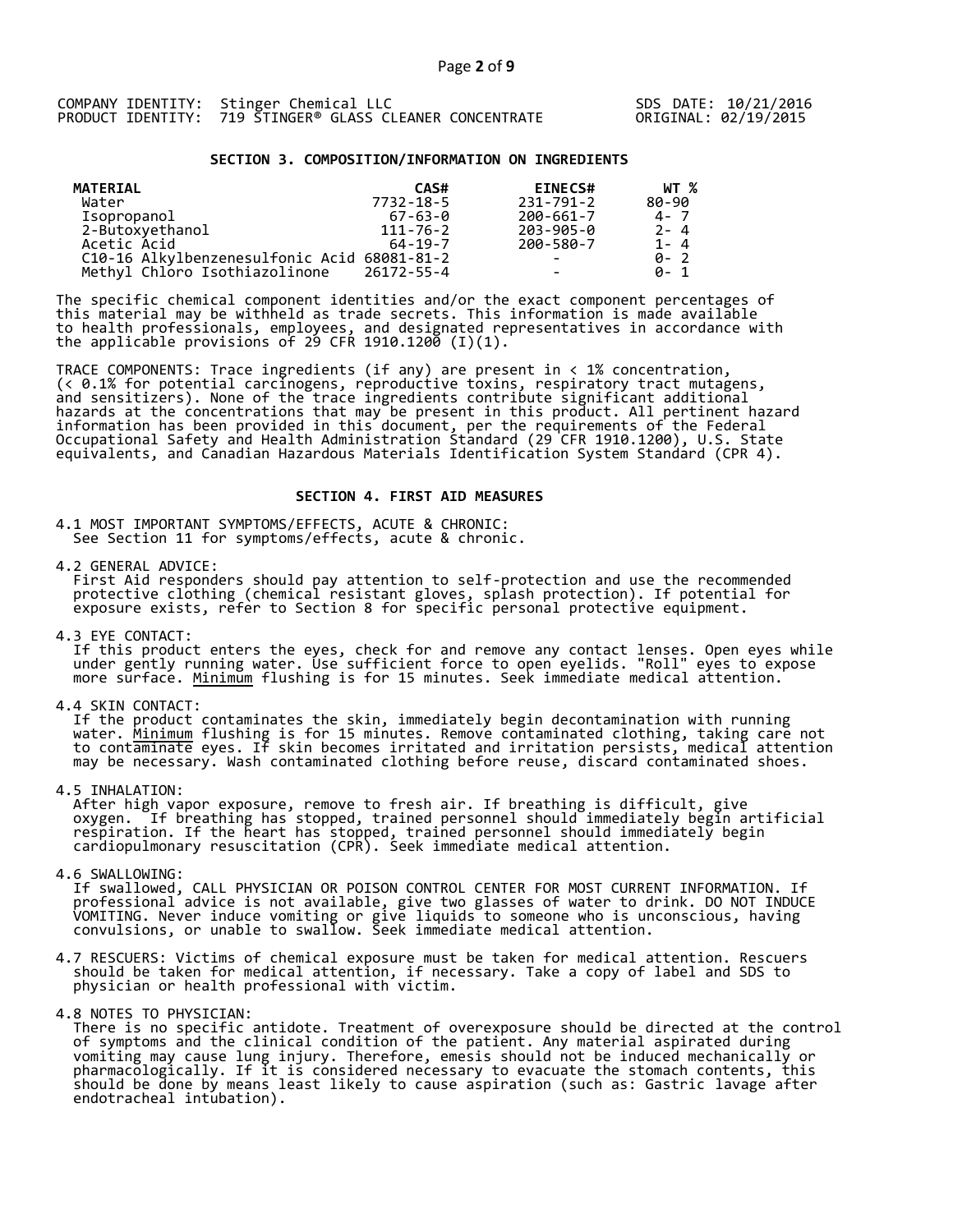COMPANY IDENTITY: Stinger Chemical LLC
PRODUCT IDENTITY: 719 STINGER® GLASS CLEANER CONCENTRATE

SDS DATE: 10/21/2016
ORIGINAL: 02/19/2015

## SECTION 3. COMPOSITION/INFORMATION ON INGREDIENTS

| MATERIAL | CAS# | EINECS# | WT % |
|---|---|---|---|
| Water | 7732-18-5 | 231-791-2 | 80-90 |
| Isopropanol | 67-63-0 | 200-661-7 | 4- 7 |
| 2-Butoxyethanol | 111-76-2 | 203-905-0 | 2- 4 |
| Acetic Acid | 64-19-7 | 200-580-7 | 1- 4 |
| C10-16 Alkylbenzenesulfonic Acid | 68081-81-2 | - | 0- 2 |
| Methyl Chloro Isothiazolinone | 26172-55-4 | - | 0- 1 |

The specific chemical component identities and/or the exact component percentages of this material may be withheld as trade secrets. This information is made available to health professionals, employees, and designated representatives in accordance with the applicable provisions of 29 CFR 1910.1200 (I)(1).

TRACE COMPONENTS: Trace ingredients (if any) are present in < 1% concentration, (< 0.1% for potential carcinogens, reproductive toxins, respiratory tract mutagens, and sensitizers). None of the trace ingredients contribute significant additional hazards at the concentrations that may be present in this product. All pertinent hazard information has been provided in this document, per the requirements of the Federal Occupational Safety and Health Administration Standard (29 CFR 1910.1200), U.S. State equivalents, and Canadian Hazardous Materials Identification System Standard (CPR 4).

## SECTION 4. FIRST AID MEASURES

4.1 MOST IMPORTANT SYMPTOMS/EFFECTS, ACUTE & CHRONIC:
See Section 11 for symptoms/effects, acute & chronic.

4.2 GENERAL ADVICE:
First Aid responders should pay attention to self-protection and use the recommended protective clothing (chemical resistant gloves, splash protection). If potential for exposure exists, refer to Section 8 for specific personal protective equipment.

4.3 EYE CONTACT:
If this product enters the eyes, check for and remove any contact lenses. Open eyes while under gently running water. Use sufficient force to open eyelids. "Roll" eyes to expose more surface. Minimum flushing is for 15 minutes. Seek immediate medical attention.

4.4 SKIN CONTACT:
If the product contaminates the skin, immediately begin decontamination with running water. Minimum flushing is for 15 minutes. Remove contaminated clothing, taking care not to contaminate eyes. If skin becomes irritated and irritation persists, medical attention may be necessary. Wash contaminated clothing before reuse, discard contaminated shoes.

4.5 INHALATION:
After high vapor exposure, remove to fresh air. If breathing is difficult, give oxygen. If breathing has stopped, trained personnel should immediately begin artificial respiration. If the heart has stopped, trained personnel should immediately begin cardiopulmonary resuscitation (CPR). Seek immediate medical attention.

4.6 SWALLOWING:
If swallowed, CALL PHYSICIAN OR POISON CONTROL CENTER FOR MOST CURRENT INFORMATION. If professional advice is not available, give two glasses of water to drink. DO NOT INDUCE VOMITING. Never induce vomiting or give liquids to someone who is unconscious, having convulsions, or unable to swallow. Seek immediate medical attention.

4.7 RESCUERS: Victims of chemical exposure must be taken for medical attention. Rescuers should be taken for medical attention, if necessary. Take a copy of label and SDS to physician or health professional with victim.

4.8 NOTES TO PHYSICIAN:
There is no specific antidote. Treatment of overexposure should be directed at the control of symptoms and the clinical condition of the patient. Any material aspirated during vomiting may cause lung injury. Therefore, emesis should not be induced mechanically or pharmacologically. If it is considered necessary to evacuate the stomach contents, this should be done by means least likely to cause aspiration (such as: Gastric lavage after endotracheal intubation).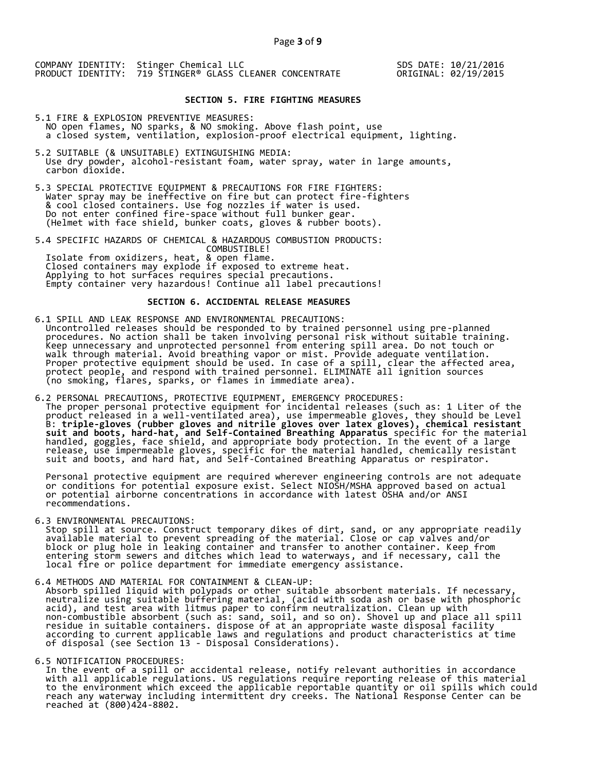COMPANY IDENTITY: Stinger Chemical LLC
PRODUCT IDENTITY: 719 STINGER® GLASS CLEANER CONCENTRATE

SDS DATE: 10/21/2016
ORIGINAL: 02/19/2015

## SECTION 5. FIRE FIGHTING MEASURES

5.1 FIRE & EXPLOSION PREVENTIVE MEASURES:
NO open flames, NO sparks, & NO smoking. Above flash point, use a closed system, ventilation, explosion-proof electrical equipment, lighting.

5.2 SUITABLE (& UNSUITABLE) EXTINGUISHING MEDIA:
Use dry powder, alcohol-resistant foam, water spray, water in large amounts, carbon dioxide.

5.3 SPECIAL PROTECTIVE EQUIPMENT & PRECAUTIONS FOR FIRE FIGHTERS:
Water spray may be ineffective on fire but can protect fire-fighters & cool closed containers. Use fog nozzles if water is used. Do not enter confined fire-space without full bunker gear. (Helmet with face shield, bunker coats, gloves & rubber boots).

5.4 SPECIFIC HAZARDS OF CHEMICAL & HAZARDOUS COMBUSTION PRODUCTS:
COMBUSTIBLE!
Isolate from oxidizers, heat, & open flame.
Closed containers may explode if exposed to extreme heat.
Applying to hot surfaces requires special precautions.
Empty container very hazardous! Continue all label precautions!

## SECTION 6. ACCIDENTAL RELEASE MEASURES

6.1 SPILL AND LEAK RESPONSE AND ENVIRONMENTAL PRECAUTIONS:
Uncontrolled releases should be responded to by trained personnel using pre-planned procedures. No action shall be taken involving personal risk without suitable training. Keep unnecessary and unprotected personnel from entering spill area. Do not touch or walk through material. Avoid breathing vapor or mist. Provide adequate ventilation. Proper protective equipment should be used. In case of a spill, clear the affected area, protect people, and respond with trained personnel. ELIMINATE all ignition sources (no smoking, flares, sparks, or flames in immediate area).

6.2 PERSONAL PRECAUTIONS, PROTECTIVE EQUIPMENT, EMERGENCY PROCEDURES:
The proper personal protective equipment for incidental releases (such as: 1 Liter of the product released in a well-ventilated area), use impermeable gloves, they should be Level B: **triple-gloves (rubber gloves and nitrile gloves over latex gloves), chemical resistant suit and boots, hard-hat, and Self-Contained Breathing Apparatus** specific for the material handled, goggles, face shield, and appropriate body protection. In the event of a large release, use impermeable gloves, specific for the material handled, chemically resistant suit and boots, and hard hat, and Self-Contained Breathing Apparatus or respirator.

Personal protective equipment are required wherever engineering controls are not adequate or conditions for potential exposure exist. Select NIOSH/MSHA approved based on actual or potential airborne concentrations in accordance with latest OSHA and/or ANSI recommendations.

6.3 ENVIRONMENTAL PRECAUTIONS:
Stop spill at source. Construct temporary dikes of dirt, sand, or any appropriate readily available material to prevent spreading of the material. Close or cap valves and/or block or plug hole in leaking container and transfer to another container. Keep from entering storm sewers and ditches which lead to waterways, and if necessary, call the local fire or police department for immediate emergency assistance.

6.4 METHODS AND MATERIAL FOR CONTAINMENT & CLEAN-UP:
Absorb spilled liquid with polypads or other suitable absorbent materials. If necessary, neutralize using suitable buffering material, (acid with soda ash or base with phosphoric acid), and test area with litmus paper to confirm neutralization. Clean up with non-combustible absorbent (such as: sand, soil, and so on). Shovel up and place all spill residue in suitable containers. dispose of at an appropriate waste disposal facility according to current applicable laws and regulations and product characteristics at time of disposal (see Section 13 - Disposal Considerations).

6.5 NOTIFICATION PROCEDURES:
In the event of a spill or accidental release, notify relevant authorities in accordance with all applicable regulations. US regulations require reporting release of this material to the environment which exceed the applicable reportable quantity or oil spills which could reach any waterway including intermittent dry creeks. The National Response Center can be reached at (800)424-8802.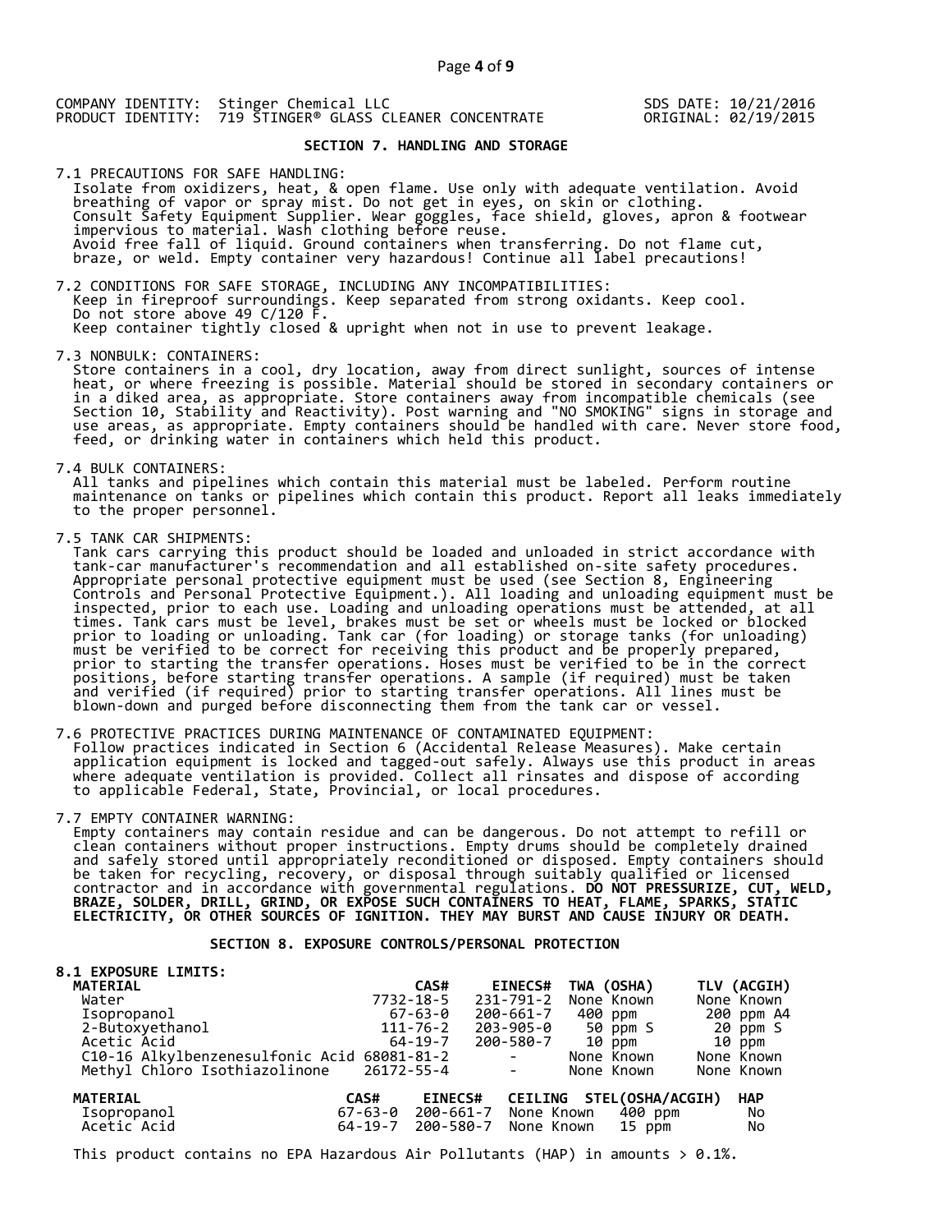COMPANY IDENTITY: Stinger Chemical LLC
PRODUCT IDENTITY: 719 STINGER® GLASS CLEANER CONCENTRATE

SDS DATE: 10/21/2016
ORIGINAL: 02/19/2015

## SECTION 7. HANDLING AND STORAGE

7.1 PRECAUTIONS FOR SAFE HANDLING:
Isolate from oxidizers, heat, & open flame. Use only with adequate ventilation. Avoid breathing of vapor or spray mist. Do not get in eyes, on skin or clothing. Consult Safety Equipment Supplier. Wear goggles, face shield, gloves, apron & footwear impervious to material. Wash clothing before reuse. Avoid free fall of liquid. Ground containers when transferring. Do not flame cut, braze, or weld. Empty container very hazardous! Continue all label precautions!

7.2 CONDITIONS FOR SAFE STORAGE, INCLUDING ANY INCOMPATIBILITIES:
Keep in fireproof surroundings. Keep separated from strong oxidants. Keep cool. Do not store above 49 C/120 F.
Keep container tightly closed & upright when not in use to prevent leakage.

7.3 NONBULK: CONTAINERS:
Store containers in a cool, dry location, away from direct sunlight, sources of intense heat, or where freezing is possible. Material should be stored in secondary containers or in a diked area, as appropriate. Store containers away from incompatible chemicals (see Section 10, Stability and Reactivity). Post warning and "NO SMOKING" signs in storage and use areas, as appropriate. Empty containers should be handled with care. Never store food, feed, or drinking water in containers which held this product.

7.4 BULK CONTAINERS:
All tanks and pipelines which contain this material must be labeled. Perform routine maintenance on tanks or pipelines which contain this product. Report all leaks immediately to the proper personnel.

7.5 TANK CAR SHIPMENTS:
Tank cars carrying this product should be loaded and unloaded in strict accordance with tank-car manufacturer's recommendation and all established on-site safety procedures. Appropriate personal protective equipment must be used (see Section 8, Engineering Controls and Personal Protective Equipment.). All loading and unloading equipment must be inspected, prior to each use. Loading and unloading operations must be attended, at all times. Tank cars must be level, brakes must be set or wheels must be locked or blocked prior to loading or unloading. Tank car (for loading) or storage tanks (for unloading) must be verified to be correct for receiving this product and be properly prepared, prior to starting the transfer operations. Hoses must be verified to be in the correct positions, before starting transfer operations. A sample (if required) must be taken and verified (if required) prior to starting transfer operations. All lines must be blown-down and purged before disconnecting them from the tank car or vessel.

7.6 PROTECTIVE PRACTICES DURING MAINTENANCE OF CONTAMINATED EQUIPMENT:
Follow practices indicated in Section 6 (Accidental Release Measures). Make certain application equipment is locked and tagged-out safely. Always use this product in areas where adequate ventilation is provided. Collect all rinsates and dispose of according to applicable Federal, State, Provincial, or local procedures.

7.7 EMPTY CONTAINER WARNING:
Empty containers may contain residue and can be dangerous. Do not attempt to refill or clean containers without proper instructions. Empty drums should be completely drained and safely stored until appropriately reconditioned or disposed. Empty containers should be taken for recycling, recovery, or disposal through suitably qualified or licensed contractor and in accordance with governmental regulations. **DO NOT PRESSURIZE, CUT, WELD, BRAZE, SOLDER, DRILL, GRIND, OR EXPOSE SUCH CONTAINERS TO HEAT, FLAME, SPARKS, STATIC ELECTRICITY, OR OTHER SOURCES OF IGNITION. THEY MAY BURST AND CAUSE INJURY OR DEATH.**

## SECTION 8. EXPOSURE CONTROLS/PERSONAL PROTECTION

**8.1 EXPOSURE LIMITS:**

| MATERIAL | CAS# | EINECS# | TWA (OSHA) | TLV (ACGIH) |
|---|---|---|---|---|
| Water | 7732-18-5 | 231-791-2 | None Known | None Known |
| Isopropanol | 67-63-0 | 200-661-7 | 400 ppm | 200 ppm A4 |
| 2-Butoxyethanol | 111-76-2 | 203-905-0 | 50 ppm S | 20 ppm S |
| Acetic Acid | 64-19-7 | 200-580-7 | 10 ppm | 10 ppm |
| C10-16 Alkylbenzenesulfonic Acid | 68081-81-2 | - | None Known | None Known |
| Methyl Chloro Isothiazolinone | 26172-55-4 | - | None Known | None Known |

| MATERIAL | CAS# | EINECS# | CEILING | STEL(OSHA/ACGIH) | HAP |
|---|---|---|---|---|---|
| Isopropanol | 67-63-0 | 200-661-7 | None Known | 400 ppm | No |
| Acetic Acid | 64-19-7 | 200-580-7 | None Known | 15 ppm | No |

This product contains no EPA Hazardous Air Pollutants (HAP) in amounts > 0.1%.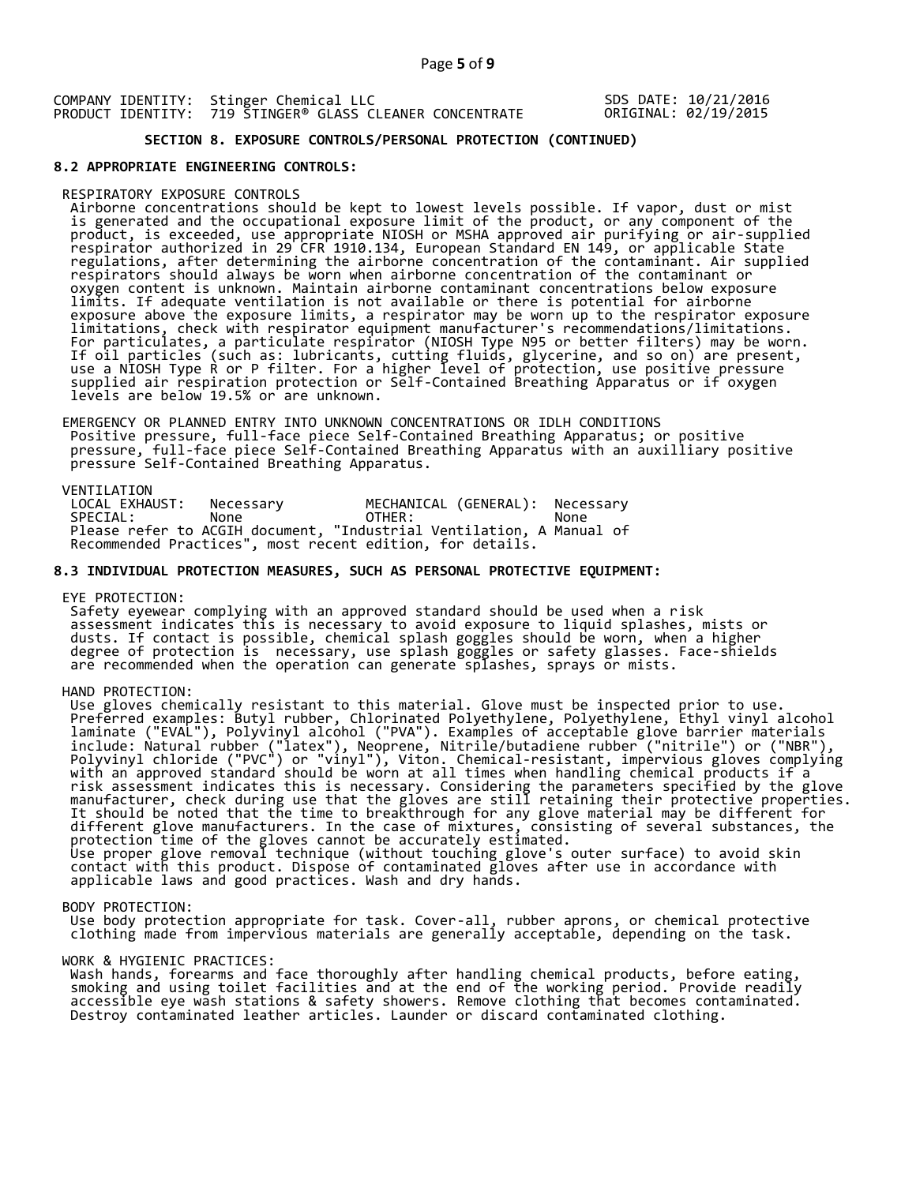COMPANY IDENTITY: Stinger Chemical LLC
PRODUCT IDENTITY: 719 STINGER® GLASS CLEANER CONCENTRATE

SDS DATE: 10/21/2016
ORIGINAL: 02/19/2015

## SECTION 8. EXPOSURE CONTROLS/PERSONAL PROTECTION (CONTINUED)

### 8.2 APPROPRIATE ENGINEERING CONTROLS:

RESPIRATORY EXPOSURE CONTROLS

Airborne concentrations should be kept to lowest levels possible. If vapor, dust or mist is generated and the occupational exposure limit of the product, or any component of the product, is exceeded, use appropriate NIOSH or MSHA approved air purifying or air-supplied respirator authorized in 29 CFR 1910.134, European Standard EN 149, or applicable State regulations, after determining the airborne concentration of the contaminant. Air supplied respirators should always be worn when airborne concentration of the contaminant or oxygen content is unknown. Maintain airborne contaminant concentrations below exposure limits. If adequate ventilation is not available or there is potential for airborne exposure above the exposure limits, a respirator may be worn up to the respirator exposure limitations, check with respirator equipment manufacturer's recommendations/limitations. For particulates, a particulate respirator (NIOSH Type N95 or better filters) may be worn. If oil particles (such as: lubricants, cutting fluids, glycerine, and so on) are present, use a NIOSH Type R or P filter. For a higher level of protection, use positive pressure supplied air respiration protection or Self-Contained Breathing Apparatus or if oxygen levels are below 19.5% or are unknown.

EMERGENCY OR PLANNED ENTRY INTO UNKNOWN CONCENTRATIONS OR IDLH CONDITIONS

Positive pressure, full-face piece Self-Contained Breathing Apparatus; or positive pressure, full-face piece Self-Contained Breathing Apparatus with an auxilliary positive pressure Self-Contained Breathing Apparatus.

VENTILATION

| | | | |
|---|---|---|---|
| LOCAL EXHAUST: | Necessary | MECHANICAL (GENERAL): | Necessary |
| SPECIAL: | None | OTHER: | None |

Please refer to ACGIH document, "Industrial Ventilation, A Manual of Recommended Practices", most recent edition, for details.

### 8.3 INDIVIDUAL PROTECTION MEASURES, SUCH AS PERSONAL PROTECTIVE EQUIPMENT:

EYE PROTECTION:

Safety eyewear complying with an approved standard should be used when a risk assessment indicates this is necessary to avoid exposure to liquid splashes, mists or dusts. If contact is possible, chemical splash goggles should be worn, when a higher degree of protection is necessary, use splash goggles or safety glasses. Face-shields are recommended when the operation can generate splashes, sprays or mists.

HAND PROTECTION:

Use gloves chemically resistant to this material. Glove must be inspected prior to use. Preferred examples: Butyl rubber, Chlorinated Polyethylene, Polyethylene, Ethyl vinyl alcohol laminate ("EVAL"), Polyvinyl alcohol ("PVA"). Examples of acceptable glove barrier materials include: Natural rubber ("latex"), Neoprene, Nitrile/butadiene rubber ("nitrile") or ("NBR"), Polyvinyl chloride ("PVC") or "vinyl"), Viton. Chemical-resistant, impervious gloves complying with an approved standard should be worn at all times when handling chemical products if a risk assessment indicates this is necessary. Considering the parameters specified by the glove manufacturer, check during use that the gloves are still retaining their protective properties. It should be noted that the time to breakthrough for any glove material may be different for different glove manufacturers. In the case of mixtures, consisting of several substances, the protection time of the gloves cannot be accurately estimated.
Use proper glove removal technique (without touching glove's outer surface) to avoid skin contact with this product. Dispose of contaminated gloves after use in accordance with applicable laws and good practices. Wash and dry hands.

BODY PROTECTION:

Use body protection appropriate for task. Cover-all, rubber aprons, or chemical protective clothing made from impervious materials are generally acceptable, depending on the task.

WORK & HYGIENIC PRACTICES:

Wash hands, forearms and face thoroughly after handling chemical products, before eating, smoking and using toilet facilities and at the end of the working period. Provide readily accessible eye wash stations & safety showers. Remove clothing that becomes contaminated. Destroy contaminated leather articles. Launder or discard contaminated clothing.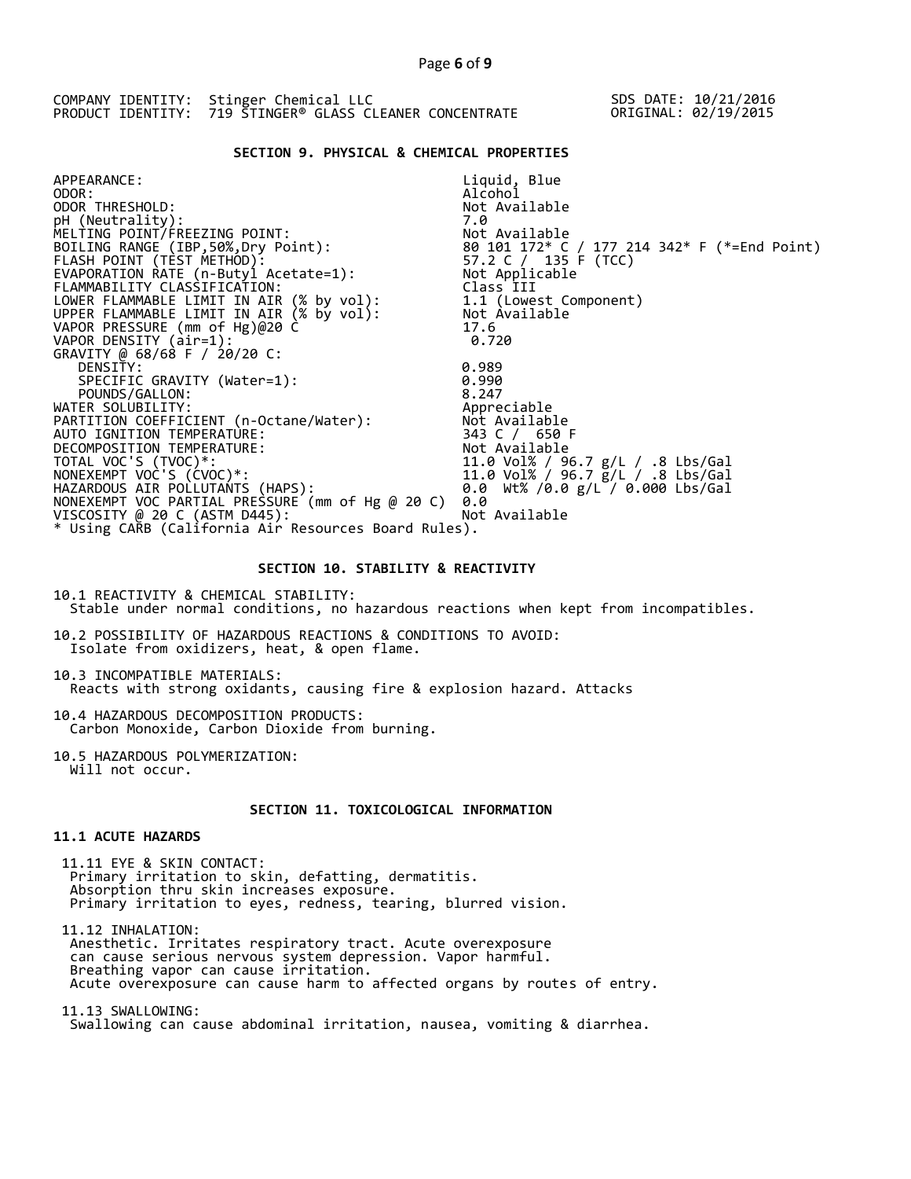COMPANY IDENTITY: Stinger Chemical LLC
PRODUCT IDENTITY: 719 STINGER® GLASS CLEANER CONCENTRATE

SDS DATE: 10/21/2016
ORIGINAL: 02/19/2015

## SECTION 9. PHYSICAL & CHEMICAL PROPERTIES

| Property | Value |
|---|---|
| APPEARANCE: | Liquid, Blue |
| ODOR: | Alcohol |
| ODOR THRESHOLD: | Not Available |
| pH (Neutrality): | 7.0 |
| MELTING POINT/FREEZING POINT: | Not Available |
| BOILING RANGE (IBP,50%,Dry Point): | 80 101 172* C / 177 214 342* F (*=End Point) |
| FLASH POINT (TEST METHOD): | 57.2 C / 135 F (TCC) |
| EVAPORATION RATE (n-Butyl Acetate=1): | Not Applicable |
| FLAMMABILITY CLASSIFICATION: | Class III |
| LOWER FLAMMABLE LIMIT IN AIR (% by vol): | 1.1 (Lowest Component) |
| UPPER FLAMMABLE LIMIT IN AIR (% by vol): | Not Available |
| VAPOR PRESSURE (mm of Hg)@20 C | 17.6 |
| VAPOR DENSITY (air=1): | 0.720 |
| GRAVITY @ 68/68 F / 20/20 C: | |
| DENSITY: | 0.989 |
| SPECIFIC GRAVITY (Water=1): | 0.990 |
| POUNDS/GALLON: | 8.247 |
| WATER SOLUBILITY: | Appreciable |
| PARTITION COEFFICIENT (n-Octane/Water): | Not Available |
| AUTO IGNITION TEMPERATURE: | 343 C / 650 F |
| DECOMPOSITION TEMPERATURE: | Not Available |
| TOTAL VOC'S (TVOC)*: | 11.0 Vol% / 96.7 g/L / .8 Lbs/Gal |
| NONEXEMPT VOC'S (CVOC)*: | 11.0 Vol% / 96.7 g/L / .8 Lbs/Gal |
| HAZARDOUS AIR POLLUTANTS (HAPS): | 0.0 Wt% /0.0 g/L / 0.000 Lbs/Gal |
| NONEXEMPT VOC PARTIAL PRESSURE (mm of Hg @ 20 C) | 0.0 |
| VISCOSITY @ 20 C (ASTM D445): | Not Available |

* Using CARB (California Air Resources Board Rules).

## SECTION 10. STABILITY & REACTIVITY

10.1 REACTIVITY & CHEMICAL STABILITY:
Stable under normal conditions, no hazardous reactions when kept from incompatibles.

10.2 POSSIBILITY OF HAZARDOUS REACTIONS & CONDITIONS TO AVOID:
Isolate from oxidizers, heat, & open flame.

10.3 INCOMPATIBLE MATERIALS:
Reacts with strong oxidants, causing fire & explosion hazard. Attacks

10.4 HAZARDOUS DECOMPOSITION PRODUCTS:
Carbon Monoxide, Carbon Dioxide from burning.

10.5 HAZARDOUS POLYMERIZATION:
Will not occur.

## SECTION 11. TOXICOLOGICAL INFORMATION

### 11.1 ACUTE HAZARDS

11.11 EYE & SKIN CONTACT:
Primary irritation to skin, defatting, dermatitis.
Absorption thru skin increases exposure.
Primary irritation to eyes, redness, tearing, blurred vision.

11.12 INHALATION:
Anesthetic. Irritates respiratory tract. Acute overexposure can cause serious nervous system depression. Vapor harmful.
Breathing vapor can cause irritation.
Acute overexposure can cause harm to affected organs by routes of entry.

11.13 SWALLOWING:
Swallowing can cause abdominal irritation, nausea, vomiting & diarrhea.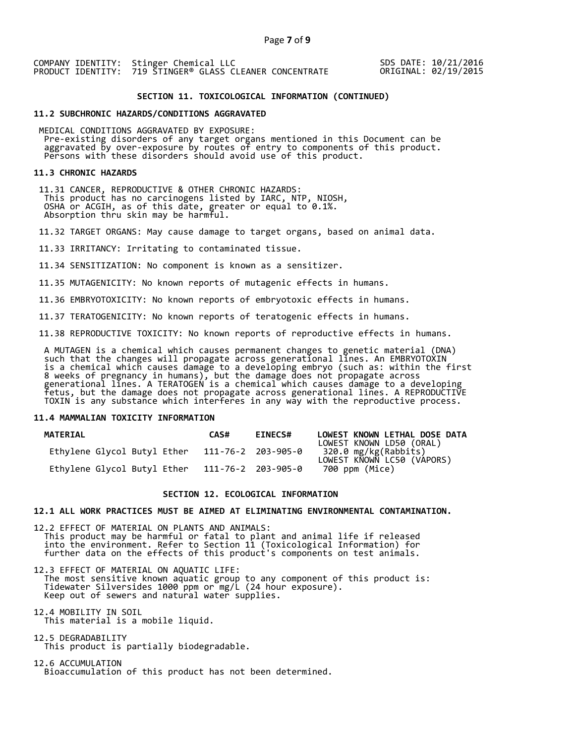COMPANY IDENTITY: Stinger Chemical LLC
PRODUCT IDENTITY: 719 STINGER® GLASS CLEANER CONCENTRATE

SDS DATE: 10/21/2016
ORIGINAL: 02/19/2015

## SECTION 11. TOXICOLOGICAL INFORMATION (CONTINUED)

### 11.2 SUBCHRONIC HAZARDS/CONDITIONS AGGRAVATED

MEDICAL CONDITIONS AGGRAVATED BY EXPOSURE:
Pre-existing disorders of any target organs mentioned in this Document can be aggravated by over-exposure by routes of entry to components of this product. Persons with these disorders should avoid use of this product.

### 11.3 CHRONIC HAZARDS

11.31 CANCER, REPRODUCTIVE & OTHER CHRONIC HAZARDS:
This product has no carcinogens listed by IARC, NTP, NIOSH, OSHA or ACGIH, as of this date, greater or equal to 0.1%.
Absorption thru skin may be harmful.

11.32 TARGET ORGANS: May cause damage to target organs, based on animal data.

11.33 IRRITANCY: Irritating to contaminated tissue.

11.34 SENSITIZATION: No component is known as a sensitizer.

11.35 MUTAGENICITY: No known reports of mutagenic effects in humans.

11.36 EMBRYOTOXICITY: No known reports of embryotoxic effects in humans.

11.37 TERATOGENICITY: No known reports of teratogenic effects in humans.

11.38 REPRODUCTIVE TOXICITY: No known reports of reproductive effects in humans.

A MUTAGEN is a chemical which causes permanent changes to genetic material (DNA) such that the changes will propagate across generational lines. An EMBRYOTOXIN is a chemical which causes damage to a developing embryo (such as: within the first 8 weeks of pregnancy in humans), but the damage does not propagate across generational lines. A TERATOGEN is a chemical which causes damage to a developing fetus, but the damage does not propagate across generational lines. A REPRODUCTIVE TOXIN is any substance which interferes in any way with the reproductive process.

### 11.4 MAMMALIAN TOXICITY INFORMATION

| MATERIAL | CAS# | EINECS# | LOWEST KNOWN LETHAL DOSE DATA |
|---|---|---|---|
| Ethylene Glycol Butyl Ether | 111-76-2 | 203-905-0 | LOWEST KNOWN LD50 (ORAL) 320.0 mg/kg(Rabbits) |
| Ethylene Glycol Butyl Ether | 111-76-2 | 203-905-0 | LOWEST KNOWN LC50 (VAPORS) 700 ppm (Mice) |

## SECTION 12. ECOLOGICAL INFORMATION

### 12.1 ALL WORK PRACTICES MUST BE AIMED AT ELIMINATING ENVIRONMENTAL CONTAMINATION.

12.2 EFFECT OF MATERIAL ON PLANTS AND ANIMALS:
This product may be harmful or fatal to plant and animal life if released into the environment. Refer to Section 11 (Toxicological Information) for further data on the effects of this product's components on test animals.

12.3 EFFECT OF MATERIAL ON AQUATIC LIFE:
The most sensitive known aquatic group to any component of this product is:
Tidewater Silversides 1000 ppm or mg/L (24 hour exposure).
Keep out of sewers and natural water supplies.

12.4 MOBILITY IN SOIL
This material is a mobile liquid.

12.5 DEGRADABILITY
This product is partially biodegradable.

12.6 ACCUMULATION
Bioaccumulation of this product has not been determined.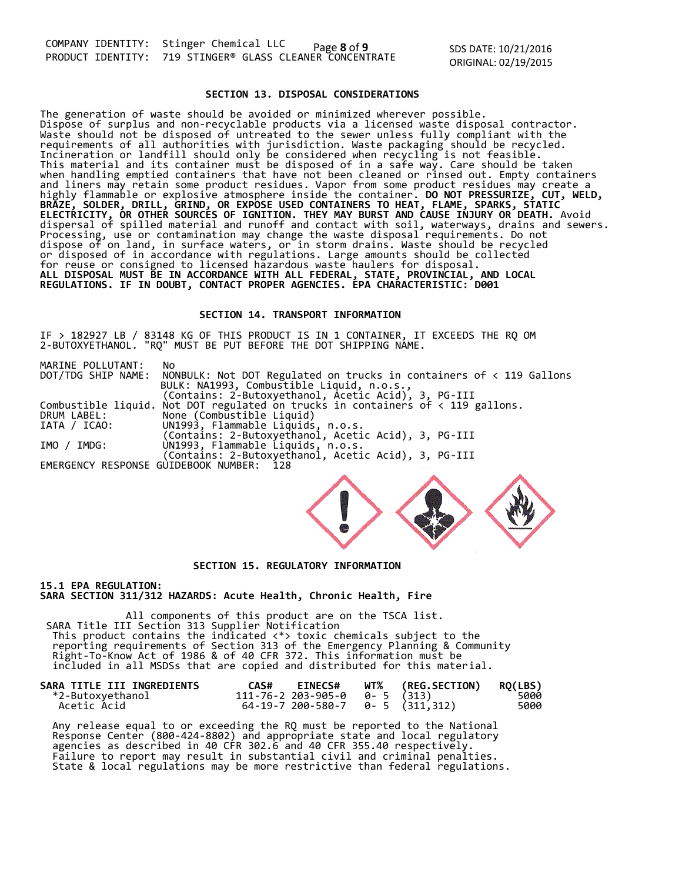## SECTION 13. DISPOSAL CONSIDERATIONS

The generation of waste should be avoided or minimized wherever possible. Dispose of surplus and non-recyclable products via a licensed waste disposal contractor. Waste should not be disposed of untreated to the sewer unless fully compliant with the requirements of all authorities with jurisdiction. Waste packaging should be recycled. Incineration or landfill should only be considered when recycling is not feasible. This material and its container must be disposed of in a safe way. Care should be taken when handling emptied containers that have not been cleaned or rinsed out. Empty containers and liners may retain some product residues. Vapor from some product residues may create a highly flammable or explosive atmosphere inside the container. **DO NOT PRESSURIZE, CUT, WELD, BRAZE, SOLDER, DRILL, GRIND, OR EXPOSE USED CONTAINERS TO HEAT, FLAME, SPARKS, STATIC ELECTRICITY, OR OTHER SOURCES OF IGNITION. THEY MAY BURST AND CAUSE INJURY OR DEATH.** Avoid dispersal of spilled material and runoff and contact with soil, waterways, drains and sewers. Processing, use or contamination may change the waste disposal requirements. Do not dispose of on land, in surface waters, or in storm drains. Waste should be recycled or disposed of in accordance with regulations. Large amounts should be collected for reuse or consigned to licensed hazardous waste haulers for disposal.
**ALL DISPOSAL MUST BE IN ACCORDANCE WITH ALL FEDERAL, STATE, PROVINCIAL, AND LOCAL REGULATIONS. IF IN DOUBT, CONTACT PROPER AGENCIES. EPA CHARACTERISTIC: D001**

## SECTION 14. TRANSPORT INFORMATION

IF > 182927 LB / 83148 KG OF THIS PRODUCT IS IN 1 CONTAINER, IT EXCEEDS THE RQ OM 2-BUTOXYETHANOL. "RQ" MUST BE PUT BEFORE THE DOT SHIPPING NAME.

MARINE POLLUTANT: No
DOT/TDG SHIP NAME: NONBULK: Not DOT Regulated on trucks in containers of < 119 Gallons
BULK: NA1993, Combustible Liquid, n.o.s., (Contains: 2-Butoxyethanol, Acetic Acid), 3, PG-III
Combustible liquid. Not DOT regulated on trucks in containers of < 119 gallons.
DRUM LABEL: None (Combustible Liquid)
IATA / ICAO: UN1993, Flammable Liquids, n.o.s. (Contains: 2-Butoxyethanol, Acetic Acid), 3, PG-III
IMO / IMDG: UN1993, Flammable Liquids, n.o.s. (Contains: 2-Butoxyethanol, Acetic Acid), 3, PG-III
EMERGENCY RESPONSE GUIDEBOOK NUMBER: 128

## SECTION 15. REGULATORY INFORMATION

**15.1 EPA REGULATION:**
**SARA SECTION 311/312 HAZARDS: Acute Health, Chronic Health, Fire**

All components of this product are on the TSCA list.
SARA Title III Section 313 Supplier Notification
This product contains the indicated <*> toxic chemicals subject to the reporting requirements of Section 313 of the Emergency Planning & Community Right-To-Know Act of 1986 & of 40 CFR 372. This information must be included in all MSDSs that are copied and distributed for this material.

| SARA TITLE III INGREDIENTS | CAS# | EINECS# | WT% | (REG.SECTION) | RQ(LBS) |
|---|---|---|---|---|---|
| *2-Butoxyethanol | 111-76-2 | 203-905-0 | 0- 5 | (313) | 5000 |
| Acetic Acid | 64-19-7 | 200-580-7 | 0- 5 | (311,312) | 5000 |

Any release equal to or exceeding the RQ must be reported to the National Response Center (800-424-8802) and appropriate state and local regulatory agencies as described in 40 CFR 302.6 and 40 CFR 355.40 respectively. Failure to report may result in substantial civil and criminal penalties. State & local regulations may be more restrictive than federal regulations.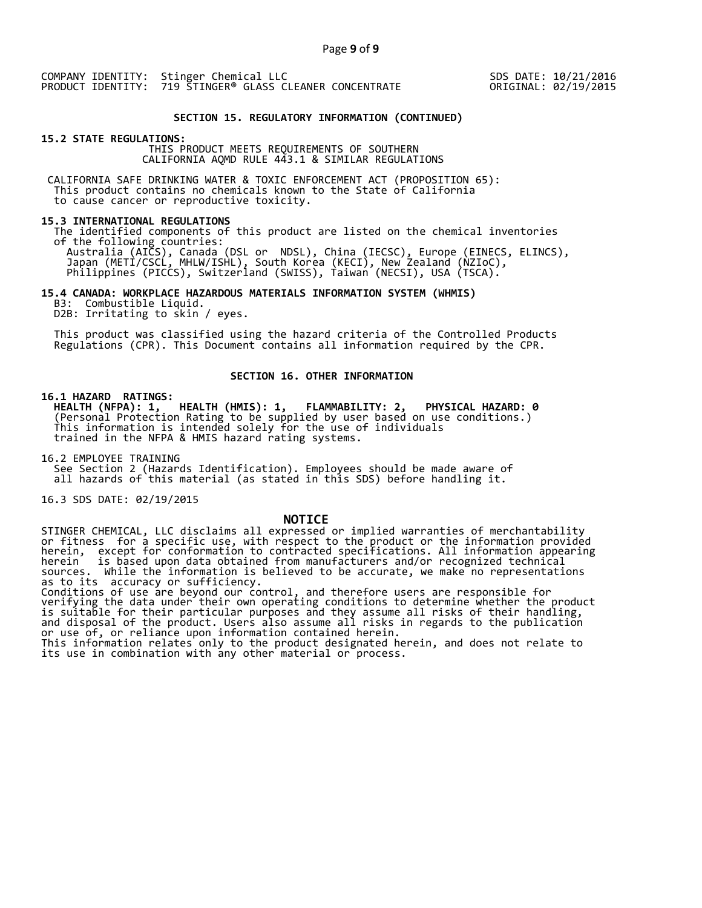COMPANY IDENTITY: Stinger Chemical LLC
PRODUCT IDENTITY: 719 STINGER® GLASS CLEANER CONCENTRATE

SDS DATE: 10/21/2016
ORIGINAL: 02/19/2015

## SECTION 15. REGULATORY INFORMATION (CONTINUED)

**15.2 STATE REGULATIONS:**

THIS PRODUCT MEETS REQUIREMENTS OF SOUTHERN CALIFORNIA AQMD RULE 443.1 & SIMILAR REGULATIONS

CALIFORNIA SAFE DRINKING WATER & TOXIC ENFORCEMENT ACT (PROPOSITION 65):
This product contains no chemicals known to the State of California to cause cancer or reproductive toxicity.

**15.3 INTERNATIONAL REGULATIONS**

The identified components of this product are listed on the chemical inventories of the following countries:
Australia (AICS), Canada (DSL or NDSL), China (IECSC), Europe (EINECS, ELINCS), Japan (METI/CSCL, MHLW/ISHL), South Korea (KECI), New Zealand (NZIoC), Philippines (PICCS), Switzerland (SWISS), Taiwan (NECSI), USA (TSCA).

**15.4 CANADA: WORKPLACE HAZARDOUS MATERIALS INFORMATION SYSTEM (WHMIS)**

B3: Combustible Liquid.
D2B: Irritating to skin / eyes.

This product was classified using the hazard criteria of the Controlled Products Regulations (CPR). This Document contains all information required by the CPR.

## SECTION 16. OTHER INFORMATION

**16.1 HAZARD RATINGS:**

**HEALTH (NFPA): 1, HEALTH (HMIS): 1, FLAMMABILITY: 2, PHYSICAL HAZARD: 0**
(Personal Protection Rating to be supplied by user based on use conditions.)
This information is intended solely for the use of individuals trained in the NFPA & HMIS hazard rating systems.

16.2 EMPLOYEE TRAINING
See Section 2 (Hazards Identification). Employees should be made aware of all hazards of this material (as stated in this SDS) before handling it.

16.3 SDS DATE: 02/19/2015

### NOTICE

STINGER CHEMICAL, LLC disclaims all expressed or implied warranties of merchantability or fitness for a specific use, with respect to the product or the information provided herein, except for conformation to contracted specifications. All information appearing herein is based upon data obtained from manufacturers and/or recognized technical sources. While the information is believed to be accurate, we make no representations as to its accuracy or sufficiency.
Conditions of use are beyond our control, and therefore users are responsible for verifying the data under their own operating conditions to determine whether the product is suitable for their particular purposes and they assume all risks of their handling, and disposal of the product. Users also assume all risks in regards to the publication or use of, or reliance upon information contained herein.
This information relates only to the product designated herein, and does not relate to its use in combination with any other material or process.